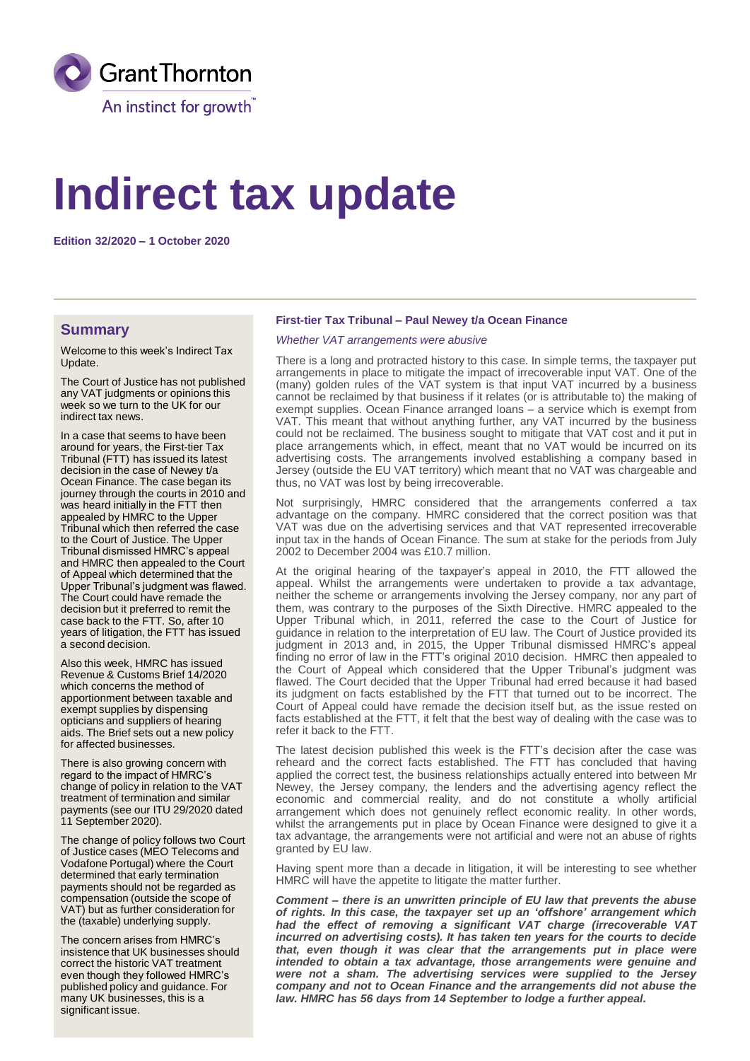Grant Thornton
An instinct for growth™

# Indirect tax update

**Edition 32/2020 – 1 October 2020**

## Summary

Welcome to this week's Indirect Tax Update.

The Court of Justice has not published any VAT judgments or opinions this week so we turn to the UK for our indirect tax news.

In a case that seems to have been around for years, the First-tier Tax Tribunal (FTT) has issued its latest decision in the case of Newey t/a Ocean Finance. The case began its journey through the courts in 2010 and was heard initially in the FTT then appealed by HMRC to the Upper Tribunal which then referred the case to the Court of Justice. The Upper Tribunal dismissed HMRC's appeal and HMRC then appealed to the Court of Appeal which determined that the Upper Tribunal's judgment was flawed. The Court could have remade the decision but it preferred to remit the case back to the FTT. So, after 10 years of litigation, the FTT has issued a second decision.

Also this week, HMRC has issued Revenue & Customs Brief 14/2020 which concerns the method of apportionment between taxable and exempt supplies by dispensing opticians and suppliers of hearing aids. The Brief sets out a new policy for affected businesses.

There is also growing concern with regard to the impact of HMRC's change of policy in relation to the VAT treatment of termination and similar payments (see our ITU 29/2020 dated 11 September 2020).

The change of policy follows two Court of Justice cases (MEO Telecoms and Vodafone Portugal) where the Court determined that early termination payments should not be regarded as compensation (outside the scope of VAT) but as further consideration for the (taxable) underlying supply.

The concern arises from HMRC's insistence that UK businesses should correct the historic VAT treatment even though they followed HMRC's published policy and guidance. For many UK businesses, this is a significant issue.

### First-tier Tax Tribunal – Paul Newey t/a Ocean Finance

*Whether VAT arrangements were abusive*

There is a long and protracted history to this case. In simple terms, the taxpayer put arrangements in place to mitigate the impact of irrecoverable input VAT. One of the (many) golden rules of the VAT system is that input VAT incurred by a business cannot be reclaimed by that business if it relates (or is attributable to) the making of exempt supplies. Ocean Finance arranged loans – a service which is exempt from VAT. This meant that without anything further, any VAT incurred by the business could not be reclaimed. The business sought to mitigate that VAT cost and it put in place arrangements which, in effect, meant that no VAT would be incurred on its advertising costs. The arrangements involved establishing a company based in Jersey (outside the EU VAT territory) which meant that no VAT was chargeable and thus, no VAT was lost by being irrecoverable.

Not surprisingly, HMRC considered that the arrangements conferred a tax advantage on the company. HMRC considered that the correct position was that VAT was due on the advertising services and that VAT represented irrecoverable input tax in the hands of Ocean Finance. The sum at stake for the periods from July 2002 to December 2004 was £10.7 million.

At the original hearing of the taxpayer's appeal in 2010, the FTT allowed the appeal. Whilst the arrangements were undertaken to provide a tax advantage, neither the scheme or arrangements involving the Jersey company, nor any part of them, was contrary to the purposes of the Sixth Directive. HMRC appealed to the Upper Tribunal which, in 2011, referred the case to the Court of Justice for guidance in relation to the interpretation of EU law. The Court of Justice provided its judgment in 2013 and, in 2015, the Upper Tribunal dismissed HMRC's appeal finding no error of law in the FTT's original 2010 decision. HMRC then appealed to the Court of Appeal which considered that the Upper Tribunal's judgment was flawed. The Court decided that the Upper Tribunal had erred because it had based its judgment on facts established by the FTT that turned out to be incorrect. The Court of Appeal could have remade the decision itself but, as the issue rested on facts established at the FTT, it felt that the best way of dealing with the case was to refer it back to the FTT.

The latest decision published this week is the FTT's decision after the case was reheard and the correct facts established. The FTT has concluded that having applied the correct test, the business relationships actually entered into between Mr Newey, the Jersey company, the lenders and the advertising agency reflect the economic and commercial reality, and do not constitute a wholly artificial arrangement which does not genuinely reflect economic reality. In other words, whilst the arrangements put in place by Ocean Finance were designed to give it a tax advantage, the arrangements were not artificial and were not an abuse of rights granted by EU law.

Having spent more than a decade in litigation, it will be interesting to see whether HMRC will have the appetite to litigate the matter further.

***Comment – there is an unwritten principle of EU law that prevents the abuse of rights. In this case, the taxpayer set up an 'offshore' arrangement which had the effect of removing a significant VAT charge (irrecoverable VAT incurred on advertising costs). It has taken ten years for the courts to decide that, even though it was clear that the arrangements put in place were intended to obtain a tax advantage, those arrangements were genuine and were not a sham. The advertising services were supplied to the Jersey company and not to Ocean Finance and the arrangements did not abuse the law. HMRC has 56 days from 14 September to lodge a further appeal.***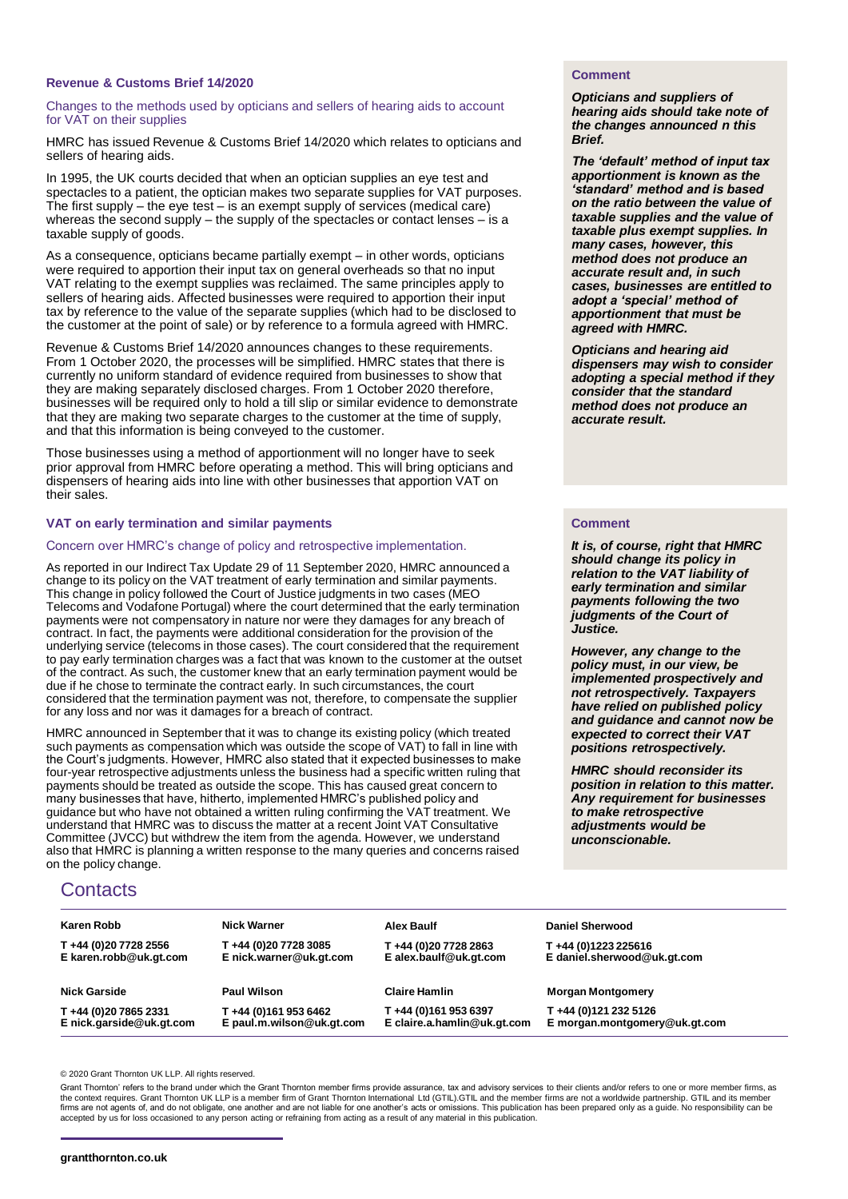### Revenue & Customs Brief 14/2020

Changes to the methods used by opticians and sellers of hearing aids to account for VAT on their supplies

HMRC has issued Revenue & Customs Brief 14/2020 which relates to opticians and sellers of hearing aids.

In 1995, the UK courts decided that when an optician supplies an eye test and spectacles to a patient, the optician makes two separate supplies for VAT purposes. The first supply – the eye test – is an exempt supply of services (medical care) whereas the second supply – the supply of the spectacles or contact lenses – is a taxable supply of goods.

As a consequence, opticians became partially exempt – in other words, opticians were required to apportion their input tax on general overheads so that no input VAT relating to the exempt supplies was reclaimed. The same principles apply to sellers of hearing aids. Affected businesses were required to apportion their input tax by reference to the value of the separate supplies (which had to be disclosed to the customer at the point of sale) or by reference to a formula agreed with HMRC.

Revenue & Customs Brief 14/2020 announces changes to these requirements. From 1 October 2020, the processes will be simplified. HMRC states that there is currently no uniform standard of evidence required from businesses to show that they are making separately disclosed charges. From 1 October 2020 therefore, businesses will be required only to hold a till slip or similar evidence to demonstrate that they are making two separate charges to the customer at the time of supply, and that this information is being conveyed to the customer.

Those businesses using a method of apportionment will no longer have to seek prior approval from HMRC before operating a method. This will bring opticians and dispensers of hearing aids into line with other businesses that apportion VAT on their sales.

**Comment**

***Opticians and suppliers of hearing aids should take note of the changes announced n this Brief.***

***The 'default' method of input tax apportionment is known as the 'standard' method and is based on the ratio between the value of taxable supplies and the value of taxable plus exempt supplies. In many cases, however, this method does not produce an accurate result and, in such cases, businesses are entitled to adopt a 'special' method of apportionment that must be agreed with HMRC.***

***Opticians and hearing aid dispensers may wish to consider adopting a special method if they consider that the standard method does not produce an accurate result.***

### VAT on early termination and similar payments

Concern over HMRC's change of policy and retrospective implementation.

As reported in our Indirect Tax Update 29 of 11 September 2020, HMRC announced a change to its policy on the VAT treatment of early termination and similar payments. This change in policy followed the Court of Justice judgments in two cases (MEO Telecoms and Vodafone Portugal) where the court determined that the early termination payments were not compensatory in nature nor were they damages for any breach of contract. In fact, the payments were additional consideration for the provision of the underlying service (telecoms in those cases). The court considered that the requirement to pay early termination charges was a fact that was known to the customer at the outset of the contract. As such, the customer knew that an early termination payment would be due if he chose to terminate the contract early. In such circumstances, the court considered that the termination payment was not, therefore, to compensate the supplier for any loss and nor was it damages for a breach of contract.

HMRC announced in September that it was to change its existing policy (which treated such payments as compensation which was outside the scope of VAT) to fall in line with the Court's judgments. However, HMRC also stated that it expected businesses to make four-year retrospective adjustments unless the business had a specific written ruling that payments should be treated as outside the scope. This has caused great concern to many businesses that have, hitherto, implemented HMRC's published policy and guidance but who have not obtained a written ruling confirming the VAT treatment. We understand that HMRC was to discuss the matter at a recent Joint VAT Consultative Committee (JVCC) but withdrew the item from the agenda. However, we understand also that HMRC is planning a written response to the many queries and concerns raised on the policy change.

**Comment**

***It is, of course, right that HMRC should change its policy in relation to the VAT liability of early termination and similar payments following the two judgments of the Court of Justice.***

***However, any change to the policy must, in our view, be implemented prospectively and not retrospectively. Taxpayers have relied on published policy and guidance and cannot now be expected to correct their VAT positions retrospectively.***

***HMRC should reconsider its position in relation to this matter. Any requirement for businesses to make retrospective adjustments would be unconscionable.***

## Contacts

| | | | |
|---|---|---|---|
| **Karen Robb** | **Nick Warner** | **Alex Baulf** | **Daniel Sherwood** |
| **T +44 (0)20 7728 2556**<br>**E karen.robb@uk.gt.com** | **T +44 (0)20 7728 3085**<br>**E nick.warner@uk.gt.com** | **T +44 (0)20 7728 2863**<br>**E alex.baulf@uk.gt.com** | **T +44 (0)1223 225616**<br>**E daniel.sherwood@uk.gt.com** |
| **Nick Garside** | **Paul Wilson** | **Claire Hamlin** | **Morgan Montgomery** |
| **T +44 (0)20 7865 2331**<br>**E nick.garside@uk.gt.com** | **T +44 (0)161 953 6462**<br>**E paul.m.wilson@uk.gt.com** | **T +44 (0)161 953 6397**<br>**E claire.a.hamlin@uk.gt.com** | **T +44 (0)121 232 5126**<br>**E morgan.montgomery@uk.gt.com** |

© 2020 Grant Thornton UK LLP. All rights reserved.

Grant Thornton' refers to the brand under which the Grant Thornton member firms provide assurance, tax and advisory services to their clients and/or refers to one or more member firms, as the context requires. Grant Thornton UK LLP is a member firm of Grant Thornton International Ltd (GTIL).GTIL and the member firms are not a worldwide partnership. GTIL and its member firms are not agents of, and do not obligate, one another and are not liable for one another's acts or omissions. This publication has been prepared only as a guide. No responsibility can be accepted by us for loss occasioned to any person acting or refraining from acting as a result of any material in this publication.

**grantthornton.co.uk**